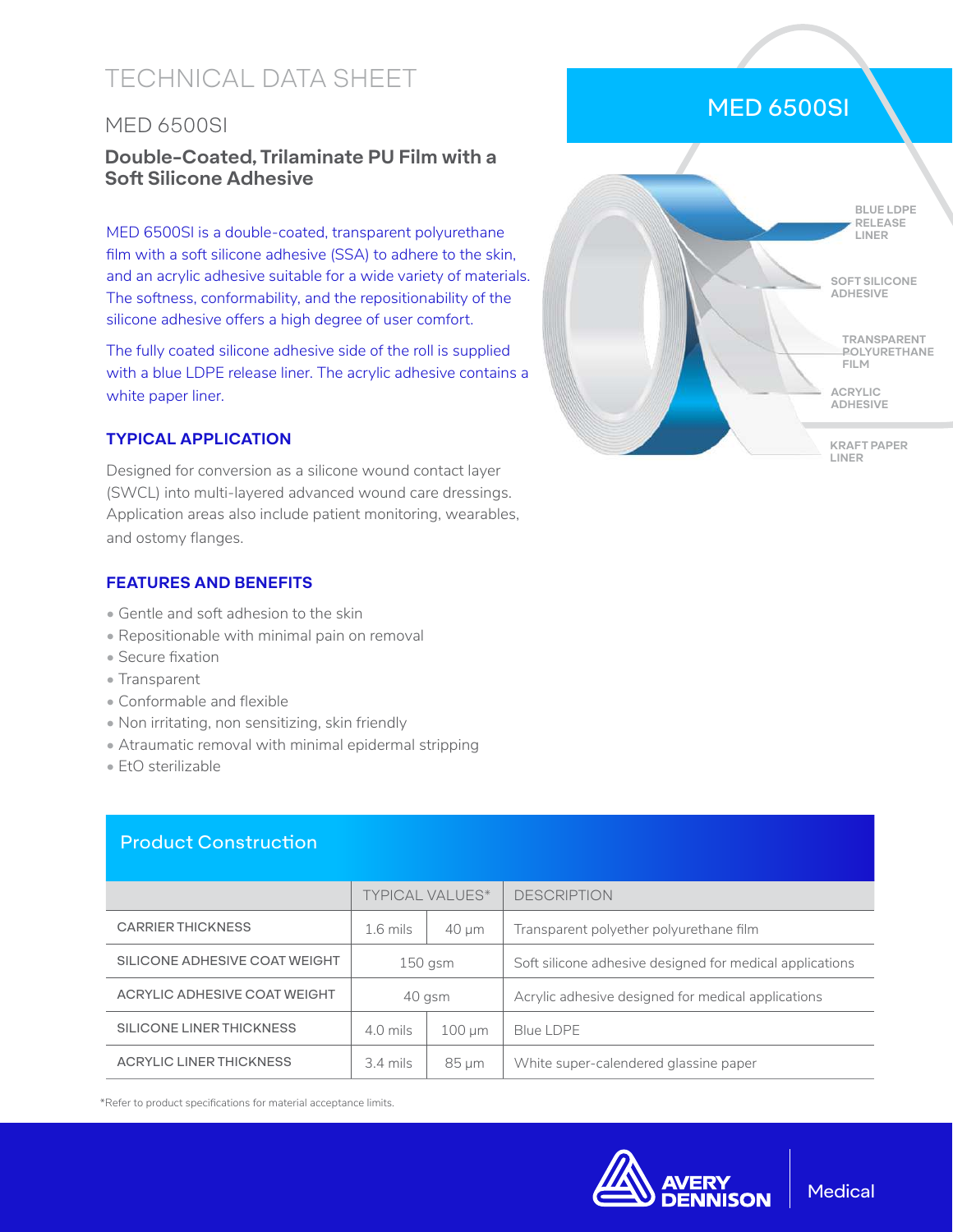# TECHNICAL DATA SHEET

## MED 6500SI

### Double-Coated, Trilaminate PU Film with a Soft Silicone Adhesive

MED 6500SI is a double-coated, transparent polyurethane film with a soft silicone adhesive (SSA) to adhere to the skin, and an acrylic adhesive suitable for a wide variety of materials. The softness, conformability, and the repositionability of the silicone adhesive offers a high degree of user comfort.

The fully coated silicone adhesive side of the roll is supplied with a blue LDPE release liner. The acrylic adhesive contains a white paper liner.

MED 6500SI

BLUE LDPE RELEASE LINER

SOFT SILICONE ADHESIVE

TRANSPARENT POLYURETHANE FILM

ACRYLIC ADHESIVE

KRAFT PAPER LINER

### TYPICAL APPLICATION

Designed for conversion as a silicone wound contact layer (SWCL) into multi-layered advanced wound care dressings. Application areas also include patient monitoring, wearables, and ostomy flanges.

### FEATURES AND BENEFITS

- Gentle and soft adhesion to the skin
- Repositionable with minimal pain on removal
- Secure fixation
- Transparent
- Conformable and flexible
- Non irritating, non sensitizing, skin friendly
- Atraumatic removal with minimal epidermal stripping
- EtO sterilizable

## Product Construction

| | TYPICAL VALUES* | | DESCRIPTION |
|---|---|---|---|
| CARRIER THICKNESS | 1.6 mils | 40 µm | Transparent polyether polyurethane film |
| SILICONE ADHESIVE COAT WEIGHT | 150 gsm | | Soft silicone adhesive designed for medical applications |
| ACRYLIC ADHESIVE COAT WEIGHT | 40 gsm | | Acrylic adhesive designed for medical applications |
| SILICONE LINER THICKNESS | 4.0 mils | 100 µm | Blue LDPE |
| ACRYLIC LINER THICKNESS | 3.4 mils | 85 µm | White super-calendered glassine paper |

*Refer to product specifications for material acceptance limits.

AVERY DENNISON | Medical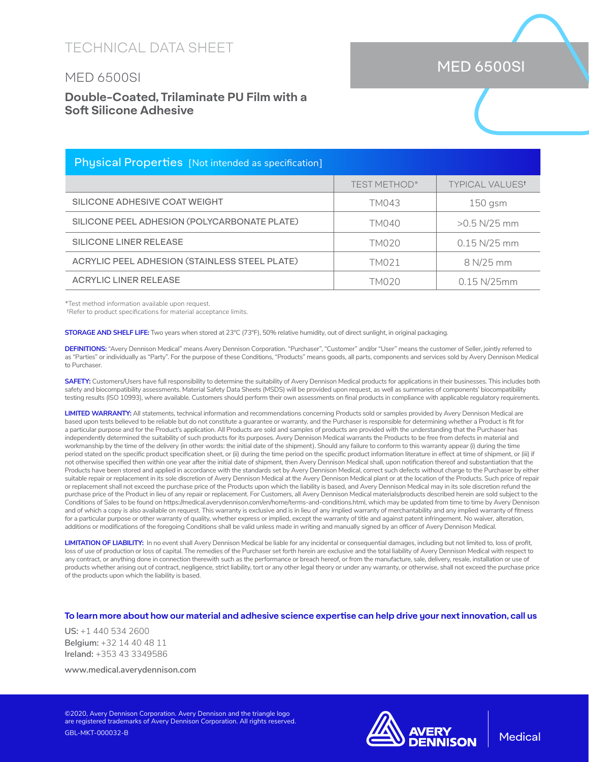# TECHNICAL DATA SHEET

## MED 6500SI

### Double-Coated, Trilaminate PU Film with a Soft Silicone Adhesive

MED 6500SI

**Physical Properties** [Not intended as specification]

| | TEST METHOD* | TYPICAL VALUES† |
|---|---|---|
| SILICONE ADHESIVE COAT WEIGHT | TM043 | 150 gsm |
| SILICONE PEEL ADHESION (POLYCARBONATE PLATE) | TM040 | >0.5 N/25 mm |
| SILICONE LINER RELEASE | TM020 | 0.15 N/25 mm |
| ACRYLIC PEEL ADHESION (STAINLESS STEEL PLATE) | TM021 | 8 N/25 mm |
| ACRYLIC LINER RELEASE | TM020 | 0.15 N/25mm |

*Test method information available upon request.
†Refer to product specifications for material acceptance limits.

**STORAGE AND SHELF LIFE:** Two years when stored at 23°C (73°F), 50% relative humidity, out of direct sunlight, in original packaging.

**DEFINITIONS:** "Avery Dennison Medical" means Avery Dennison Corporation. "Purchaser", "Customer" and/or "User" means the customer of Seller, jointly referred to as "Parties" or individually as "Party". For the purpose of these Conditions, "Products" means goods, all parts, components and services sold by Avery Dennison Medical to Purchaser.

**SAFETY:** Customers/Users have full responsibility to determine the suitability of Avery Dennison Medical products for applications in their businesses. This includes both safety and biocompatibility assessments. Material Safety Data Sheets (MSDS) will be provided upon request, as well as summaries of components' biocompatibility testing results (ISO 10993), where available. Customers should perform their own assessments on final products in compliance with applicable regulatory requirements.

**LIMITED WARRANTY:** All statements, technical information and recommendations concerning Products sold or samples provided by Avery Dennison Medical are based upon tests believed to be reliable but do not constitute a guarantee or warranty, and the Purchaser is responsible for determining whether a Product is fit for a particular purpose and for the Product's application. All Products are sold and samples of products are provided with the understanding that the Purchaser has independently determined the suitability of such products for its purposes. Avery Dennison Medical warrants the Products to be free from defects in material and workmanship by the time of the delivery (in other words: the initial date of the shipment). Should any failure to conform to this warranty appear (i) during the time period stated on the specific product specification sheet, or (ii) during the time period on the specific product information literature in effect at time of shipment, or (iii) if not otherwise specified then within one year after the initial date of shipment, then Avery Dennison Medical shall, upon notification thereof and substantiation that the Products have been stored and applied in accordance with the standards set by Avery Dennison Medical, correct such defects without charge to the Purchaser by either suitable repair or replacement in its sole discretion of Avery Dennison Medical at the Avery Dennison Medical plant or at the location of the Products. Such price of repair or replacement shall not exceed the purchase price of the Products upon which the liability is based, and Avery Dennison Medical may in its sole discretion refund the purchase price of the Product in lieu of any repair or replacement. For Customers, all Avery Dennison Medical materials/products described herein are sold subject to the Conditions of Sales to be found on https://medical.averydennison.com/en/home/terms-and-conditions.html, which may be updated from time to time by Avery Dennison and of which a copy is also available on request. This warranty is exclusive and is in lieu of any implied warranty of merchantability and any implied warranty of fitness for a particular purpose or other warranty of quality, whether express or implied, except the warranty of title and against patent infringement. No waiver, alteration, additions or modifications of the foregoing Conditions shall be valid unless made in writing and manually signed by an officer of Avery Dennison Medical.

**LIMITATION OF LIABILITY:** In no event shall Avery Dennison Medical be liable for any incidental or consequential damages, including but not limited to, loss of profit, loss of use of production or loss of capital. The remedies of the Purchaser set forth herein are exclusive and the total liability of Avery Dennison Medical with respect to any contract, or anything done in connection therewith such as the performance or breach hereof, or from the manufacture, sale, delivery, resale, installation or use of products whether arising out of contract, negligence, strict liability, tort or any other legal theory or under any warranty, or otherwise, shall not exceed the purchase price of the products upon which the liability is based.

**To learn more about how our material and adhesive science expertise can help drive your next innovation, call us**

**US:** +1 440 534 2600
**Belgium:** +32 14 40 48 11
**Ireland:** +353 43 3349586

www.medical.averydennison.com

©2020, Avery Dennison Corporation. Avery Dennison and the triangle logo are registered trademarks of Avery Dennison Corporation. All rights reserved.

GBL-MKT-000032-B

AVERY DENNISON Medical